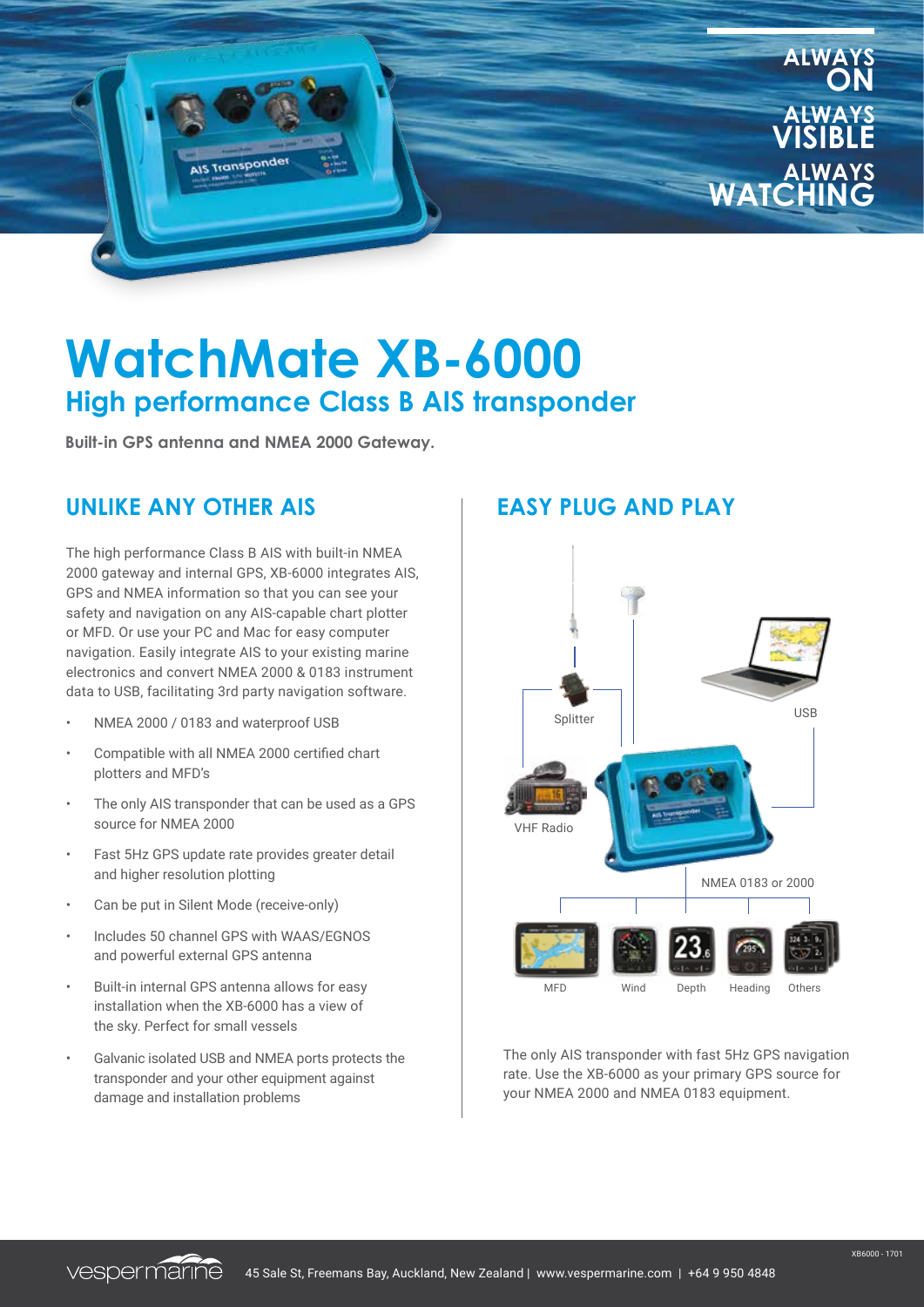ALWAYS ON
ALWAYS VISIBLE
ALWAYS WATCHING

# WatchMate XB-6000

## High performance Class B AIS transponder

**Built-in GPS antenna and NMEA 2000 Gateway.**

## UNLIKE ANY OTHER AIS

The high performance Class B AIS with built-in NMEA 2000 gateway and internal GPS, XB-6000 integrates AIS, GPS and NMEA information so that you can see your safety and navigation on any AIS-capable chart plotter or MFD. Or use your PC and Mac for easy computer navigation. Easily integrate AIS to your existing marine electronics and convert NMEA 2000 & 0183 instrument data to USB, facilitating 3rd party navigation software.

- NMEA 2000 / 0183 and waterproof USB
- Compatible with all NMEA 2000 certified chart plotters and MFD's
- The only AIS transponder that can be used as a GPS source for NMEA 2000
- Fast 5Hz GPS update rate provides greater detail and higher resolution plotting
- Can be put in Silent Mode (receive-only)
- Includes 50 channel GPS with WAAS/EGNOS and powerful external GPS antenna
- Built-in internal GPS antenna allows for easy installation when the XB-6000 has a view of the sky. Perfect for small vessels
- Galvanic isolated USB and NMEA ports protects the transponder and your other equipment against damage and installation problems

## EASY PLUG AND PLAY

Splitter

USB

VHF Radio

NMEA 0183 or 2000

MFD Wind Depth Heading Others

The only AIS transponder with fast 5Hz GPS navigation rate. Use the XB-6000 as your primary GPS source for your NMEA 2000 and NMEA 0183 equipment.

XB6000 - 1701

vespermarine 45 Sale St, Freemans Bay, Auckland, New Zealand | www.vespermarine.com | +64 9 950 4848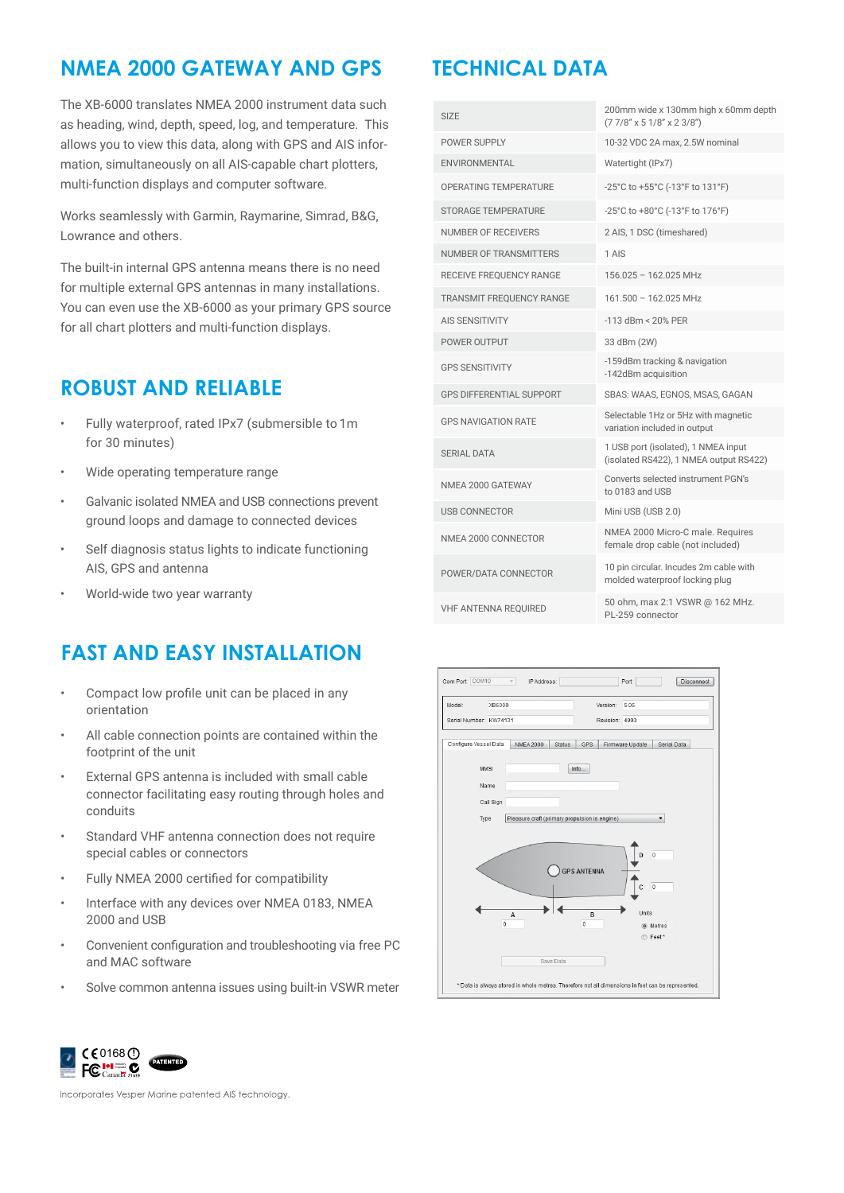## NMEA 2000 GATEWAY AND GPS

The XB-6000 translates NMEA 2000 instrument data such as heading, wind, depth, speed, log, and temperature. This allows you to view this data, along with GPS and AIS information, simultaneously on all AIS-capable chart plotters, multi-function displays and computer software.

Works seamlessly with Garmin, Raymarine, Simrad, B&G, Lowrance and others.

The built-in internal GPS antenna means there is no need for multiple external GPS antennas in many installations. You can even use the XB-6000 as your primary GPS source for all chart plotters and multi-function displays.

## ROBUST AND RELIABLE

- Fully waterproof, rated IPx7 (submersible to 1m for 30 minutes)
- Wide operating temperature range
- Galvanic isolated NMEA and USB connections prevent ground loops and damage to connected devices
- Self diagnosis status lights to indicate functioning AIS, GPS and antenna
- World-wide two year warranty

## FAST AND EASY INSTALLATION

- Compact low profile unit can be placed in any orientation
- All cable connection points are contained within the footprint of the unit
- External GPS antenna is included with small cable connector facilitating easy routing through holes and conduits
- Standard VHF antenna connection does not require special cables or connectors
- Fully NMEA 2000 certified for compatibility
- Interface with any devices over NMEA 0183, NMEA 2000 and USB
- Convenient configuration and troubleshooting via free PC and MAC software
- Solve common antenna issues using built-in VSWR meter

## TECHNICAL DATA

| | |
|---|---|
| SIZE | 200mm wide x 130mm high x 60mm depth (7 7/8" x 5 1/8" x 2 3/8") |
| POWER SUPPLY | 10-32 VDC 2A max, 2.5W nominal |
| ENVIRONMENTAL | Watertight (IPx7) |
| OPERATING TEMPERATURE | -25°C to +55°C (-13°F to 131°F) |
| STORAGE TEMPERATURE | -25°C to +80°C (-13°F to 176°F) |
| NUMBER OF RECEIVERS | 2 AIS, 1 DSC (timeshared) |
| NUMBER OF TRANSMITTERS | 1 AIS |
| RECEIVE FREQUENCY RANGE | 156.025 – 162.025 MHz |
| TRANSMIT FREQUENCY RANGE | 161.500 – 162.025 MHz |
| AIS SENSITIVITY | -113 dBm < 20% PER |
| POWER OUTPUT | 33 dBm (2W) |
| GPS SENSITIVITY | -159dBm tracking & navigation -142dBm acquisition |
| GPS DIFFERENTIAL SUPPORT | SBAS: WAAS, EGNOS, MSAS, GAGAN |
| GPS NAVIGATION RATE | Selectable 1Hz or 5Hz with magnetic variation included in output |
| SERIAL DATA | 1 USB port (isolated), 1 NMEA input (isolated RS422), 1 NMEA output RS422) |
| NMEA 2000 GATEWAY | Converts selected instrument PGN's to 0183 and USB |
| USB CONNECTOR | Mini USB (USB 2.0) |
| NMEA 2000 CONNECTOR | NMEA 2000 Micro-C male. Requires female drop cable (not included) |
| POWER/DATA CONNECTOR | 10 pin circular. Incudes 2m cable with molded waterproof locking plug |
| VHF ANTENNA REQUIRED | 50 ohm, max 2:1 VSWR @ 162 MHz. PL-259 connector |

Incorporates Vesper Marine patented AIS technology.